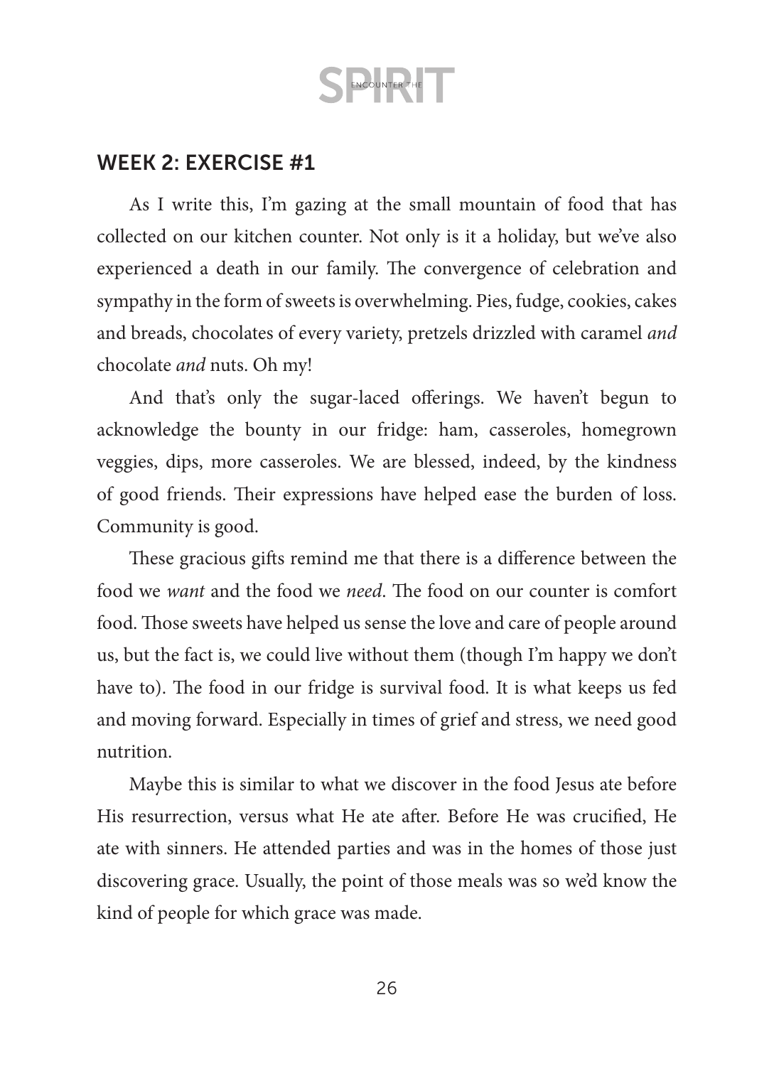## WEEK 2: EXERCISE #1

As I write this, I'm gazing at the small mountain of food that has collected on our kitchen counter. Not only is it a holiday, but we've also experienced a death in our family. The convergence of celebration and sympathy in the form of sweets is overwhelming. Pies, fudge, cookies, cakes and breads, chocolates of every variety, pretzels drizzled with caramel *and* chocolate *and* nuts. Oh my!

And that's only the sugar-laced offerings. We haven't begun to acknowledge the bounty in our fridge: ham, casseroles, homegrown veggies, dips, more casseroles. We are blessed, indeed, by the kindness of good friends. Their expressions have helped ease the burden of loss. Community is good.

These gracious gifts remind me that there is a difference between the food we *want* and the food we *need*. The food on our counter is comfort food. Those sweets have helped us sense the love and care of people around us, but the fact is, we could live without them (though I'm happy we don't have to). The food in our fridge is survival food. It is what keeps us fed and moving forward. Especially in times of grief and stress, we need good nutrition.

Maybe this is similar to what we discover in the food Jesus ate before His resurrection, versus what He ate after. Before He was crucified, He ate with sinners. He attended parties and was in the homes of those just discovering grace. Usually, the point of those meals was so we'd know the kind of people for which grace was made.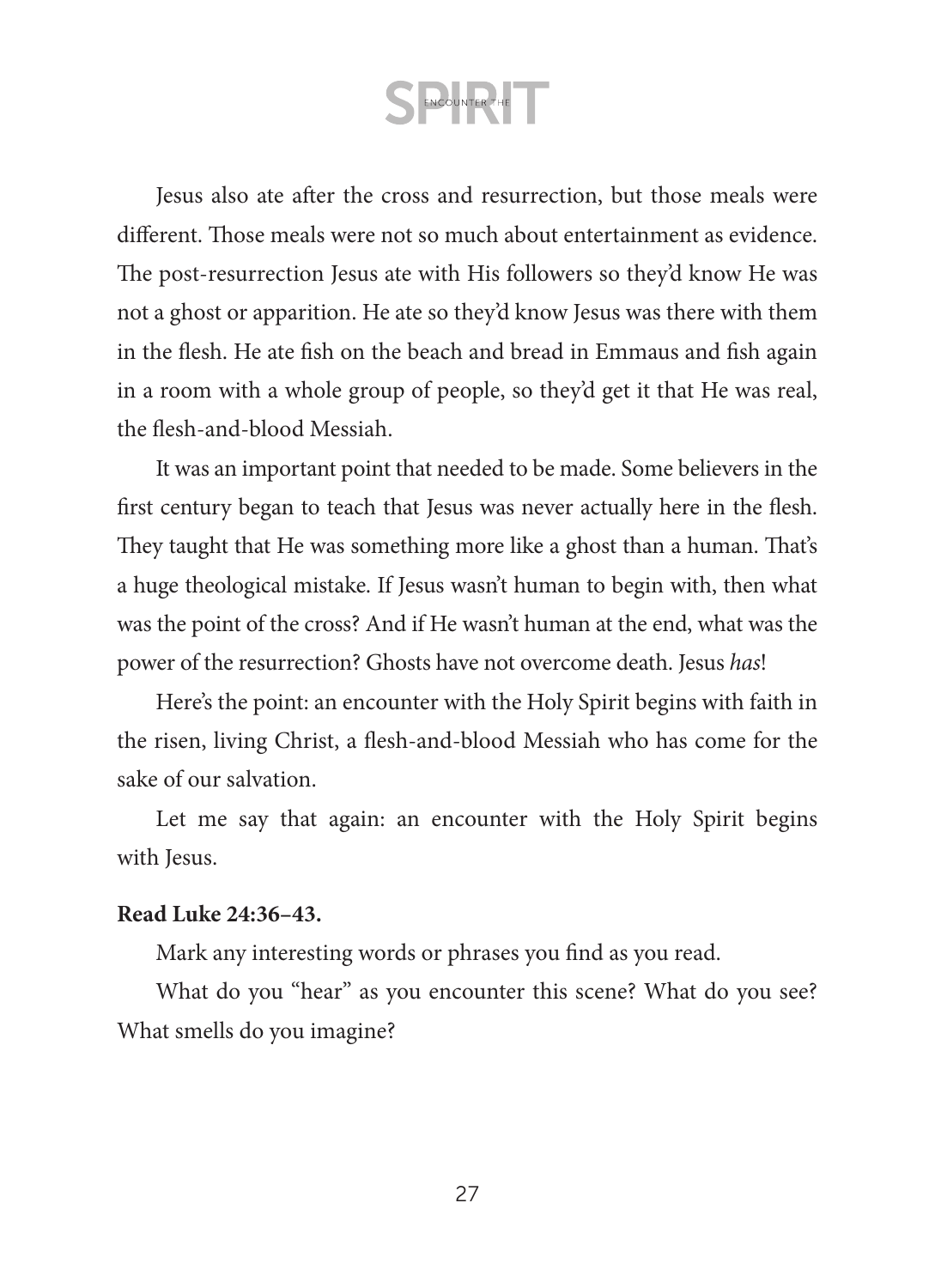Jesus also ate after the cross and resurrection, but those meals were different. Those meals were not so much about entertainment as evidence. The post-resurrection Jesus ate with His followers so they'd know He was not a ghost or apparition. He ate so they'd know Jesus was there with them in the flesh. He ate fish on the beach and bread in Emmaus and fish again in a room with a whole group of people, so they'd get it that He was real, the flesh-and-blood Messiah.

It was an important point that needed to be made. Some believers in the first century began to teach that Jesus was never actually here in the flesh. They taught that He was something more like a ghost than a human. That's a huge theological mistake. If Jesus wasn't human to begin with, then what was the point of the cross? And if He wasn't human at the end, what was the power of the resurrection? Ghosts have not overcome death. Jesus *has*!

Here's the point: an encounter with the Holy Spirit begins with faith in the risen, living Christ, a flesh-and-blood Messiah who has come for the sake of our salvation.

Let me say that again: an encounter with the Holy Spirit begins with Jesus.

**Read Luke 24:36–43.**

Mark any interesting words or phrases you find as you read.

What do you "hear" as you encounter this scene? What do you see? What smells do you imagine?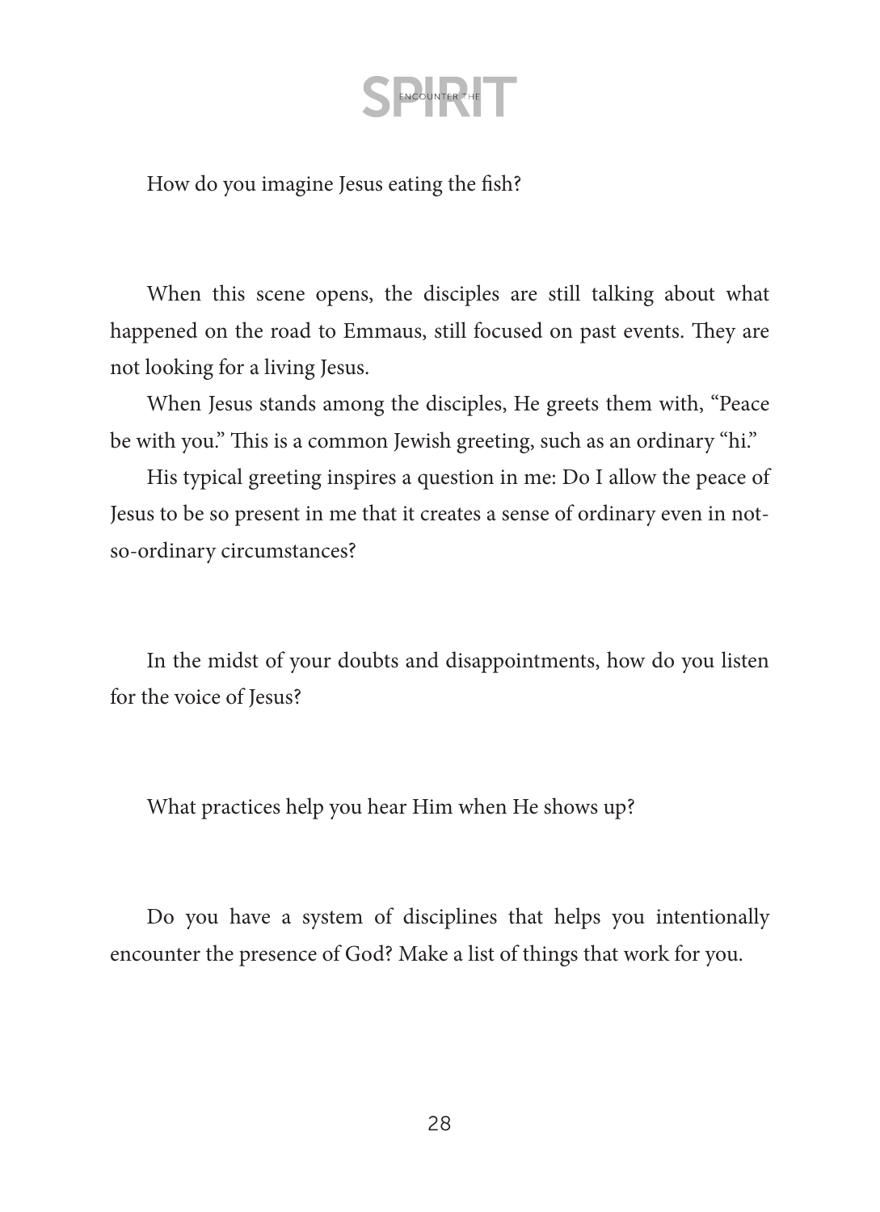How do you imagine Jesus eating the fish?

When this scene opens, the disciples are still talking about what happened on the road to Emmaus, still focused on past events. They are not looking for a living Jesus.

When Jesus stands among the disciples, He greets them with, "Peace be with you." This is a common Jewish greeting, such as an ordinary "hi."

His typical greeting inspires a question in me: Do I allow the peace of Jesus to be so present in me that it creates a sense of ordinary even in not-so-ordinary circumstances?

In the midst of your doubts and disappointments, how do you listen for the voice of Jesus?

What practices help you hear Him when He shows up?

Do you have a system of disciplines that helps you intentionally encounter the presence of God? Make a list of things that work for you.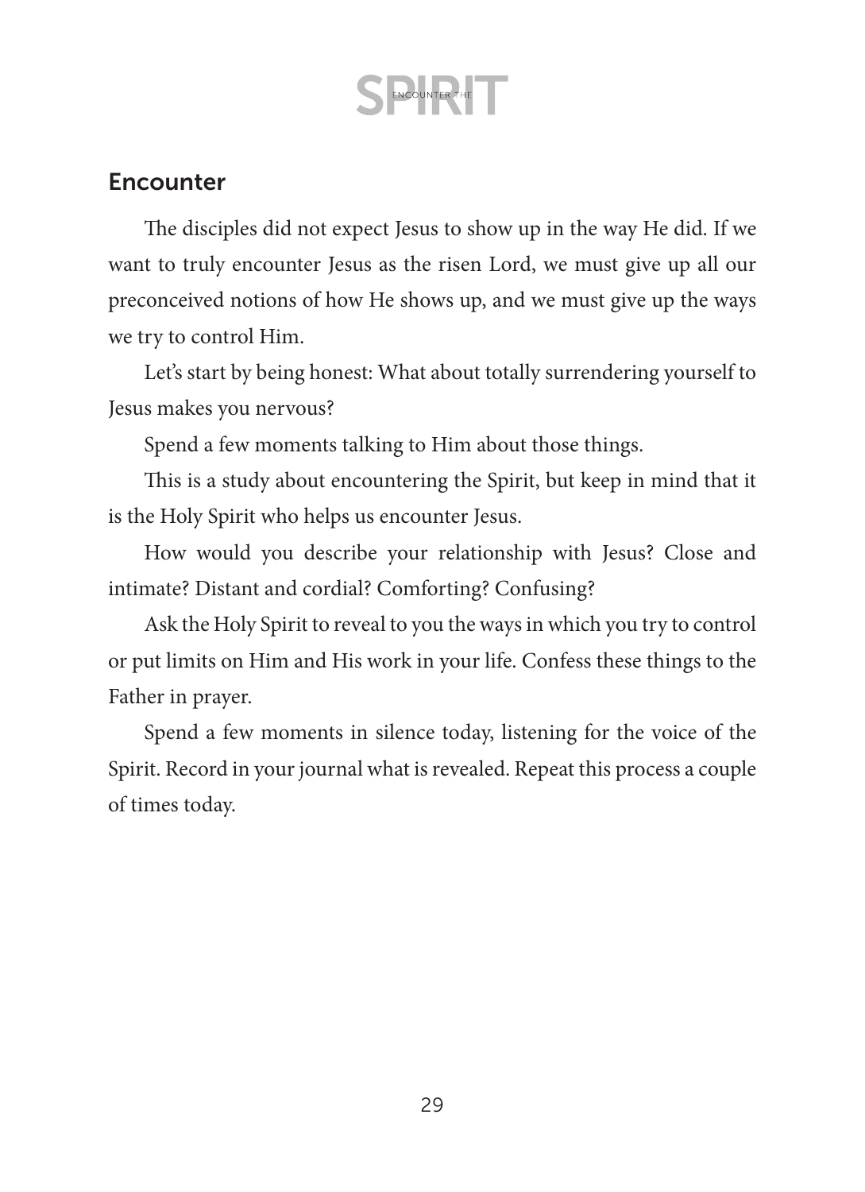## Encounter

The disciples did not expect Jesus to show up in the way He did. If we want to truly encounter Jesus as the risen Lord, we must give up all our preconceived notions of how He shows up, and we must give up the ways we try to control Him.

Let's start by being honest: What about totally surrendering yourself to Jesus makes you nervous?

Spend a few moments talking to Him about those things.

This is a study about encountering the Spirit, but keep in mind that it is the Holy Spirit who helps us encounter Jesus.

How would you describe your relationship with Jesus? Close and intimate? Distant and cordial? Comforting? Confusing?

Ask the Holy Spirit to reveal to you the ways in which you try to control or put limits on Him and His work in your life. Confess these things to the Father in prayer.

Spend a few moments in silence today, listening for the voice of the Spirit. Record in your journal what is revealed. Repeat this process a couple of times today.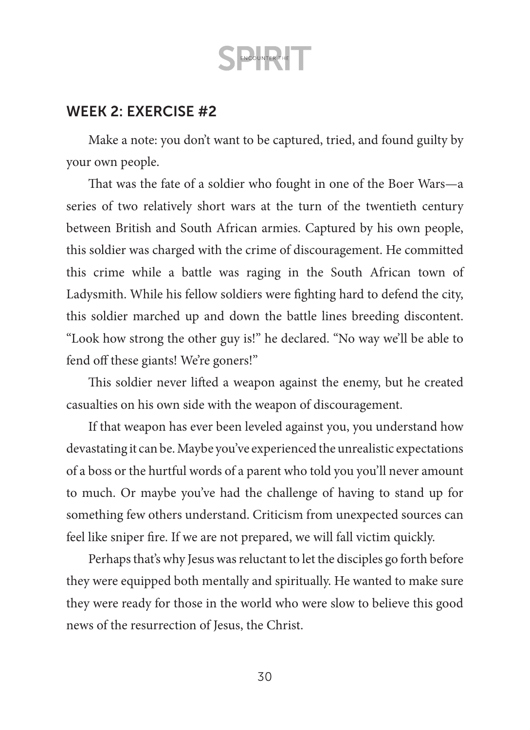## WEEK 2: EXERCISE #2

Make a note: you don't want to be captured, tried, and found guilty by your own people.

That was the fate of a soldier who fought in one of the Boer Wars—a series of two relatively short wars at the turn of the twentieth century between British and South African armies. Captured by his own people, this soldier was charged with the crime of discouragement. He committed this crime while a battle was raging in the South African town of Ladysmith. While his fellow soldiers were fighting hard to defend the city, this soldier marched up and down the battle lines breeding discontent. "Look how strong the other guy is!" he declared. "No way we'll be able to fend off these giants! We're goners!"

This soldier never lifted a weapon against the enemy, but he created casualties on his own side with the weapon of discouragement.

If that weapon has ever been leveled against you, you understand how devastating it can be. Maybe you've experienced the unrealistic expectations of a boss or the hurtful words of a parent who told you you'll never amount to much. Or maybe you've had the challenge of having to stand up for something few others understand. Criticism from unexpected sources can feel like sniper fire. If we are not prepared, we will fall victim quickly.

Perhaps that's why Jesus was reluctant to let the disciples go forth before they were equipped both mentally and spiritually. He wanted to make sure they were ready for those in the world who were slow to believe this good news of the resurrection of Jesus, the Christ.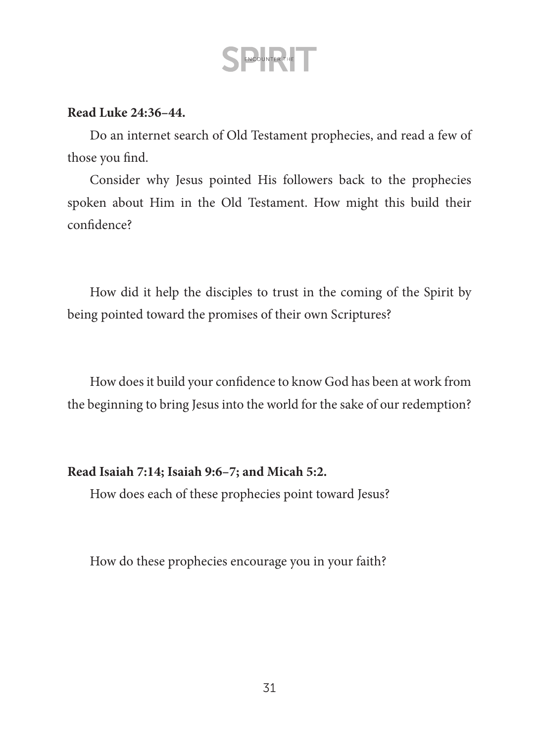**Read Luke 24:36–44.**

Do an internet search of Old Testament prophecies, and read a few of those you find.

Consider why Jesus pointed His followers back to the prophecies spoken about Him in the Old Testament. How might this build their confidence?

How did it help the disciples to trust in the coming of the Spirit by being pointed toward the promises of their own Scriptures?

How does it build your confidence to know God has been at work from the beginning to bring Jesus into the world for the sake of our redemption?

**Read Isaiah 7:14; Isaiah 9:6–7; and Micah 5:2.**

How does each of these prophecies point toward Jesus?

How do these prophecies encourage you in your faith?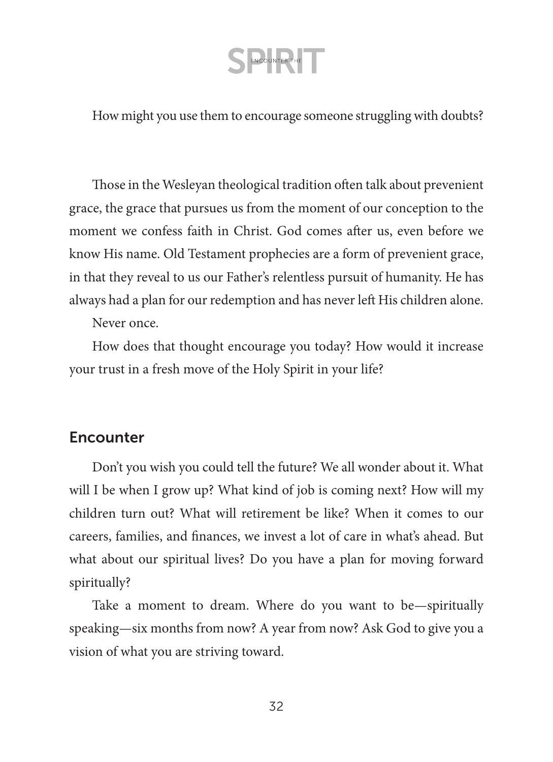How might you use them to encourage someone struggling with doubts?

Those in the Wesleyan theological tradition often talk about prevenient grace, the grace that pursues us from the moment of our conception to the moment we confess faith in Christ. God comes after us, even before we know His name. Old Testament prophecies are a form of prevenient grace, in that they reveal to us our Father's relentless pursuit of humanity. He has always had a plan for our redemption and has never left His children alone.

Never once.

How does that thought encourage you today? How would it increase your trust in a fresh move of the Holy Spirit in your life?

## Encounter

Don't you wish you could tell the future? We all wonder about it. What will I be when I grow up? What kind of job is coming next? How will my children turn out? What will retirement be like? When it comes to our careers, families, and finances, we invest a lot of care in what's ahead. But what about our spiritual lives? Do you have a plan for moving forward spiritually?

Take a moment to dream. Where do you want to be—spiritually speaking—six months from now? A year from now? Ask God to give you a vision of what you are striving toward.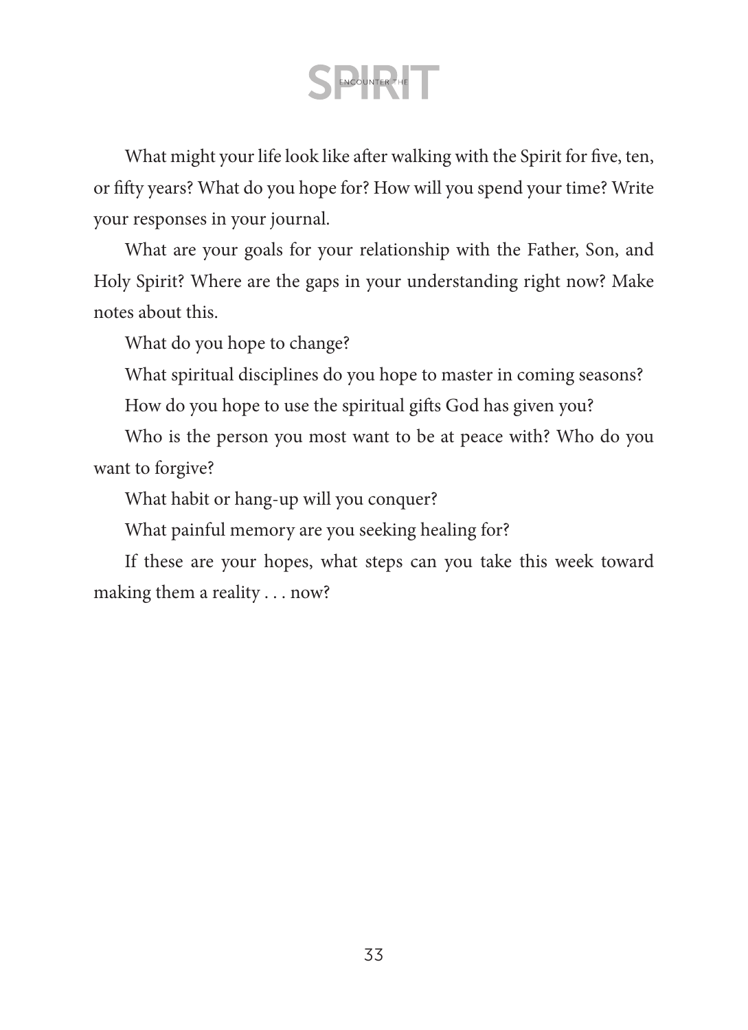What might your life look like after walking with the Spirit for five, ten, or fifty years? What do you hope for? How will you spend your time? Write your responses in your journal.

What are your goals for your relationship with the Father, Son, and Holy Spirit? Where are the gaps in your understanding right now? Make notes about this.

What do you hope to change?

What spiritual disciplines do you hope to master in coming seasons?

How do you hope to use the spiritual gifts God has given you?

Who is the person you most want to be at peace with? Who do you want to forgive?

What habit or hang-up will you conquer?

What painful memory are you seeking healing for?

If these are your hopes, what steps can you take this week toward making them a reality . . . now?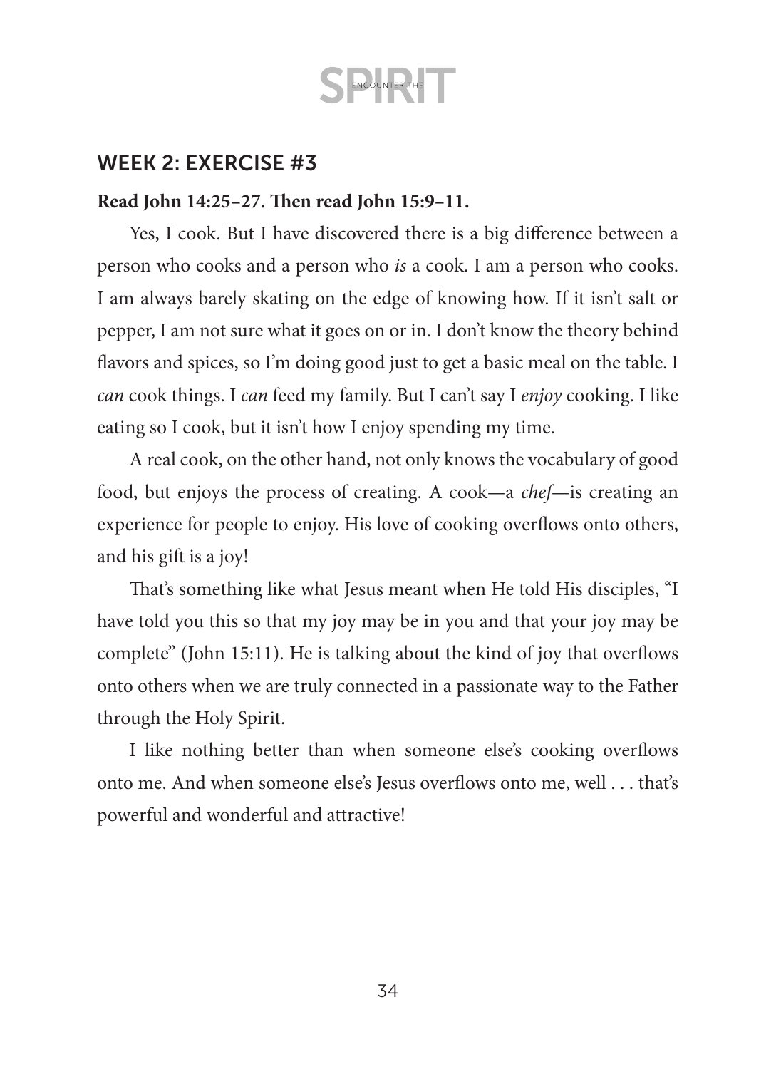## WEEK 2: EXERCISE #3

**Read John 14:25–27. Then read John 15:9–11.**

Yes, I cook. But I have discovered there is a big difference between a person who cooks and a person who *is* a cook. I am a person who cooks. I am always barely skating on the edge of knowing how. If it isn't salt or pepper, I am not sure what it goes on or in. I don't know the theory behind flavors and spices, so I'm doing good just to get a basic meal on the table. I *can* cook things. I *can* feed my family. But I can't say I *enjoy* cooking. I like eating so I cook, but it isn't how I enjoy spending my time.

A real cook, on the other hand, not only knows the vocabulary of good food, but enjoys the process of creating. A cook—a *chef*—is creating an experience for people to enjoy. His love of cooking overflows onto others, and his gift is a joy!

That's something like what Jesus meant when He told His disciples, "I have told you this so that my joy may be in you and that your joy may be complete" (John 15:11). He is talking about the kind of joy that overflows onto others when we are truly connected in a passionate way to the Father through the Holy Spirit.

I like nothing better than when someone else's cooking overflows onto me. And when someone else's Jesus overflows onto me, well . . . that's powerful and wonderful and attractive!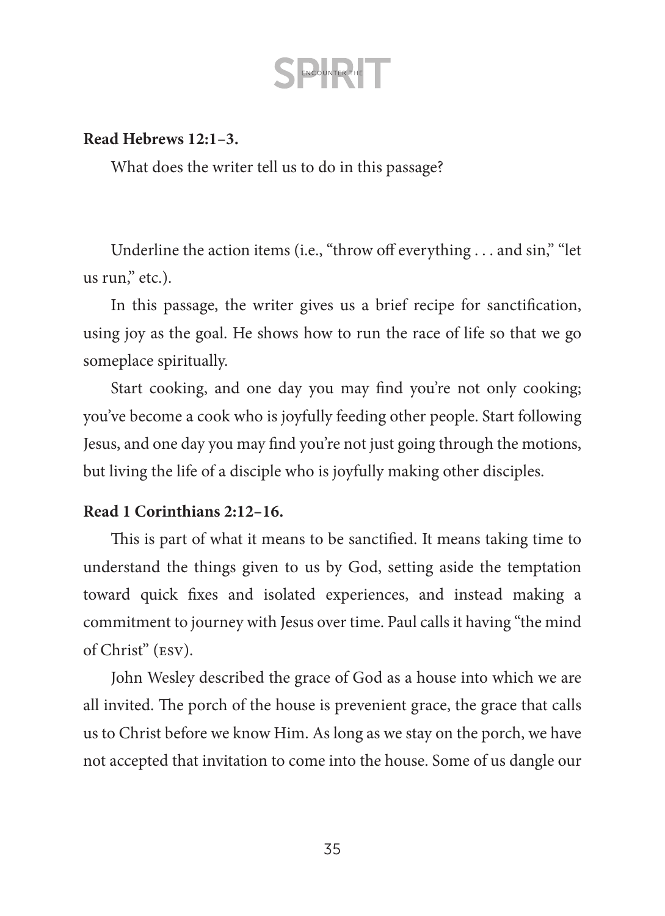**Read Hebrews 12:1–3.**

What does the writer tell us to do in this passage?

Underline the action items (i.e., "throw off everything . . . and sin," "let us run," etc.).

In this passage, the writer gives us a brief recipe for sanctification, using joy as the goal. He shows how to run the race of life so that we go someplace spiritually.

Start cooking, and one day you may find you're not only cooking; you've become a cook who is joyfully feeding other people. Start following Jesus, and one day you may find you're not just going through the motions, but living the life of a disciple who is joyfully making other disciples.

**Read 1 Corinthians 2:12–16.**

This is part of what it means to be sanctified. It means taking time to understand the things given to us by God, setting aside the temptation toward quick fixes and isolated experiences, and instead making a commitment to journey with Jesus over time. Paul calls it having "the mind of Christ" (ESV).

John Wesley described the grace of God as a house into which we are all invited. The porch of the house is prevenient grace, the grace that calls us to Christ before we know Him. As long as we stay on the porch, we have not accepted that invitation to come into the house. Some of us dangle our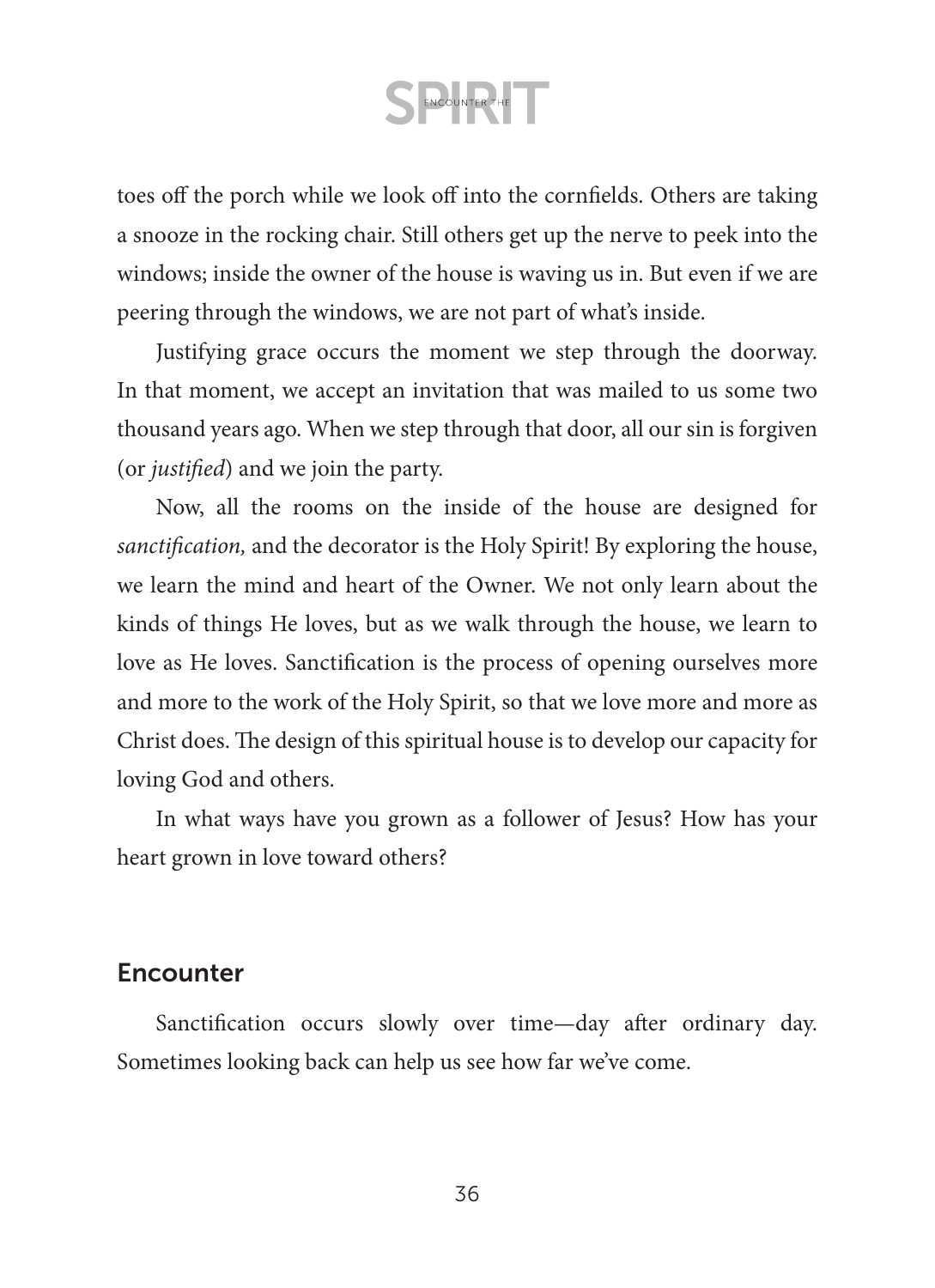toes off the porch while we look off into the cornfields. Others are taking a snooze in the rocking chair. Still others get up the nerve to peek into the windows; inside the owner of the house is waving us in. But even if we are peering through the windows, we are not part of what's inside.

Justifying grace occurs the moment we step through the doorway. In that moment, we accept an invitation that was mailed to us some two thousand years ago. When we step through that door, all our sin is forgiven (or *justified*) and we join the party.

Now, all the rooms on the inside of the house are designed for *sanctification,* and the decorator is the Holy Spirit! By exploring the house, we learn the mind and heart of the Owner. We not only learn about the kinds of things He loves, but as we walk through the house, we learn to love as He loves. Sanctification is the process of opening ourselves more and more to the work of the Holy Spirit, so that we love more and more as Christ does. The design of this spiritual house is to develop our capacity for loving God and others.

In what ways have you grown as a follower of Jesus? How has your heart grown in love toward others?

## Encounter

Sanctification occurs slowly over time—day after ordinary day. Sometimes looking back can help us see how far we've come.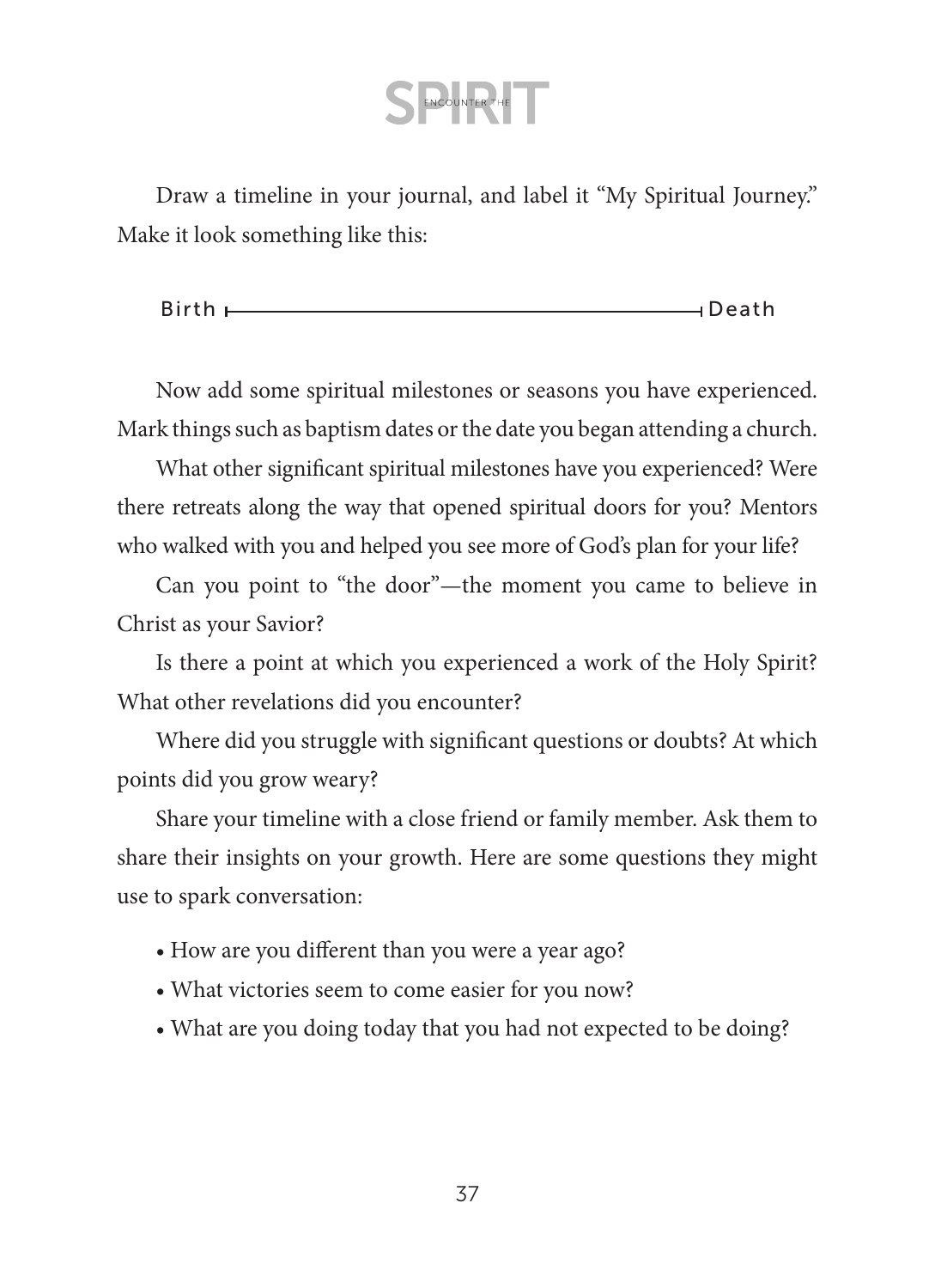Draw a timeline in your journal, and label it "My Spiritual Journey." Make it look something like this:

Birth ├──────────────────────────────────────┤ Death

Now add some spiritual milestones or seasons you have experienced. Mark things such as baptism dates or the date you began attending a church.

What other significant spiritual milestones have you experienced? Were there retreats along the way that opened spiritual doors for you? Mentors who walked with you and helped you see more of God's plan for your life?

Can you point to "the door"—the moment you came to believe in Christ as your Savior?

Is there a point at which you experienced a work of the Holy Spirit? What other revelations did you encounter?

Where did you struggle with significant questions or doubts? At which points did you grow weary?

Share your timeline with a close friend or family member. Ask them to share their insights on your growth. Here are some questions they might use to spark conversation:

- How are you different than you were a year ago?
- What victories seem to come easier for you now?
- What are you doing today that you had not expected to be doing?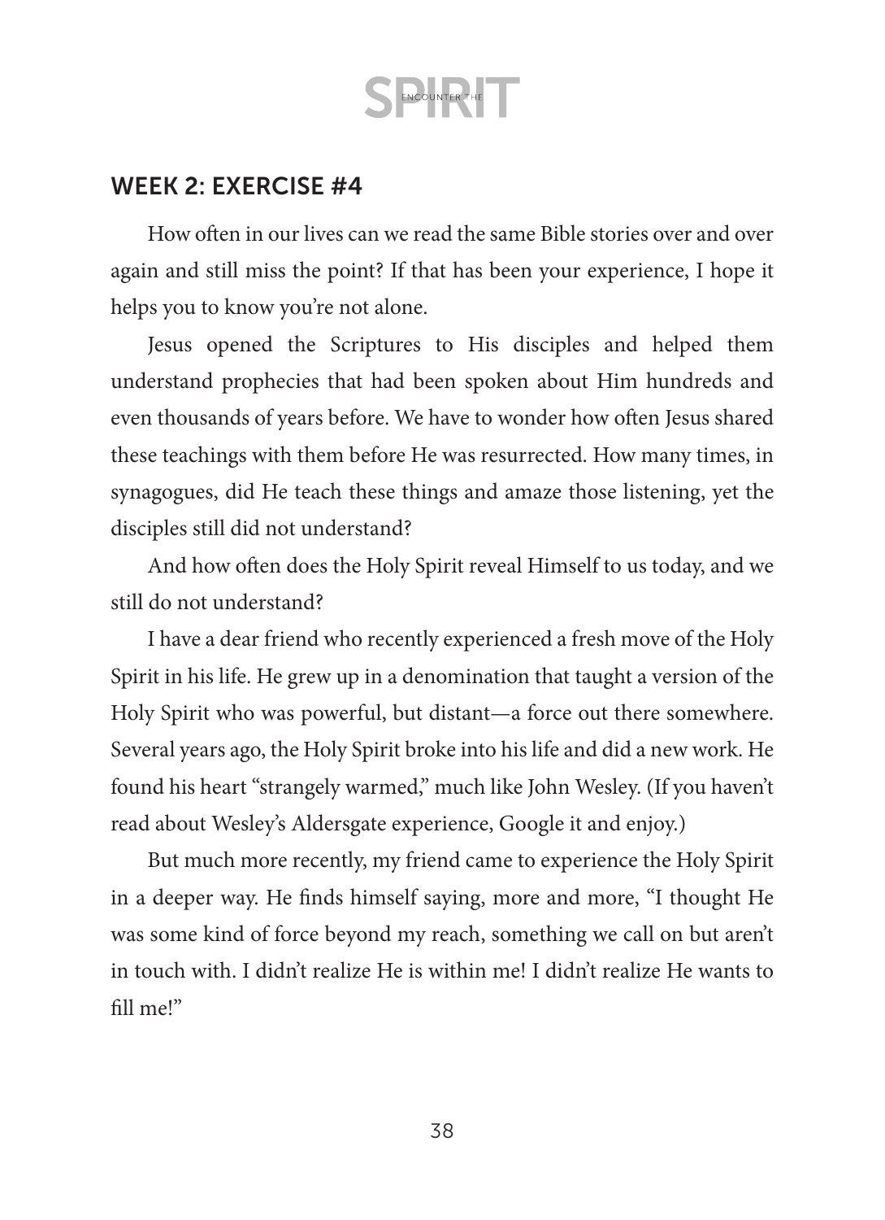## WEEK 2: EXERCISE #4

How often in our lives can we read the same Bible stories over and over again and still miss the point? If that has been your experience, I hope it helps you to know you're not alone.

Jesus opened the Scriptures to His disciples and helped them understand prophecies that had been spoken about Him hundreds and even thousands of years before. We have to wonder how often Jesus shared these teachings with them before He was resurrected. How many times, in synagogues, did He teach these things and amaze those listening, yet the disciples still did not understand?

And how often does the Holy Spirit reveal Himself to us today, and we still do not understand?

I have a dear friend who recently experienced a fresh move of the Holy Spirit in his life. He grew up in a denomination that taught a version of the Holy Spirit who was powerful, but distant—a force out there somewhere. Several years ago, the Holy Spirit broke into his life and did a new work. He found his heart "strangely warmed," much like John Wesley. (If you haven't read about Wesley's Aldersgate experience, Google it and enjoy.)

But much more recently, my friend came to experience the Holy Spirit in a deeper way. He finds himself saying, more and more, "I thought He was some kind of force beyond my reach, something we call on but aren't in touch with. I didn't realize He is within me! I didn't realize He wants to fill me!"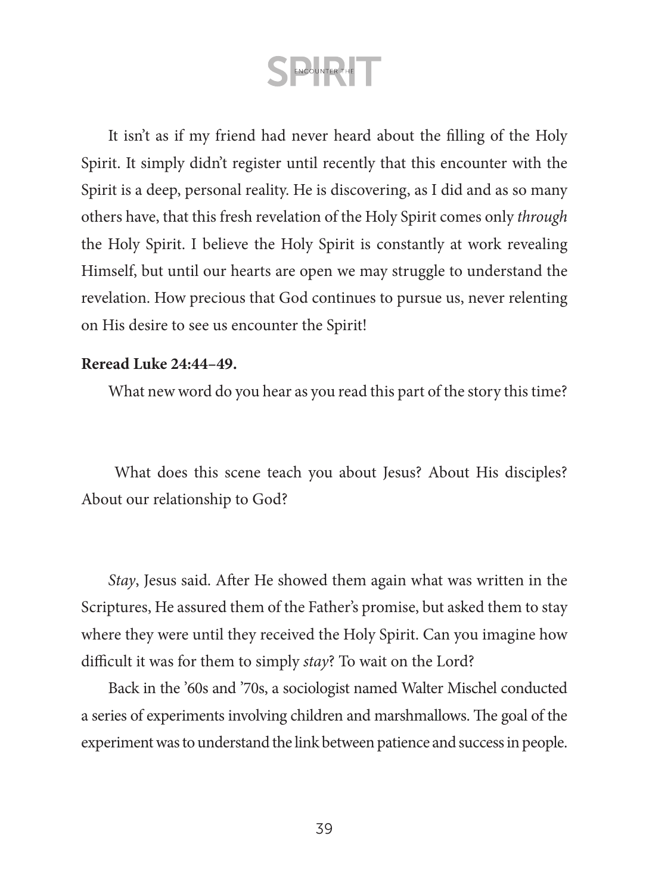It isn't as if my friend had never heard about the filling of the Holy Spirit. It simply didn't register until recently that this encounter with the Spirit is a deep, personal reality. He is discovering, as I did and as so many others have, that this fresh revelation of the Holy Spirit comes only *through* the Holy Spirit. I believe the Holy Spirit is constantly at work revealing Himself, but until our hearts are open we may struggle to understand the revelation. How precious that God continues to pursue us, never relenting on His desire to see us encounter the Spirit!

**Reread Luke 24:44–49.**

What new word do you hear as you read this part of the story this time?

What does this scene teach you about Jesus? About His disciples? About our relationship to God?

*Stay*, Jesus said. After He showed them again what was written in the Scriptures, He assured them of the Father's promise, but asked them to stay where they were until they received the Holy Spirit. Can you imagine how difficult it was for them to simply *stay*? To wait on the Lord?

Back in the '60s and '70s, a sociologist named Walter Mischel conducted a series of experiments involving children and marshmallows. The goal of the experiment was to understand the link between patience and success in people.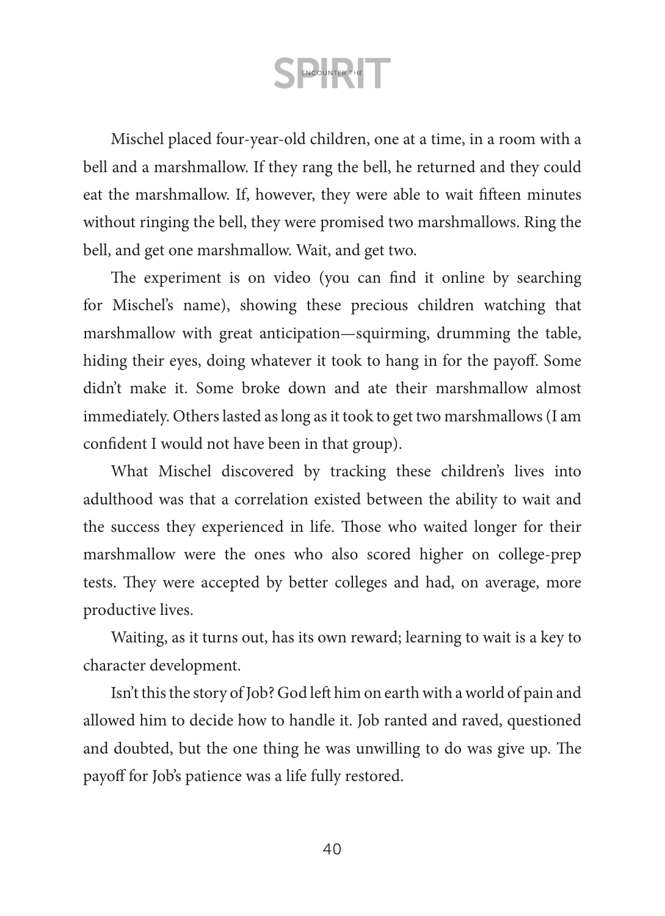Mischel placed four-year-old children, one at a time, in a room with a bell and a marshmallow. If they rang the bell, he returned and they could eat the marshmallow. If, however, they were able to wait fifteen minutes without ringing the bell, they were promised two marshmallows. Ring the bell, and get one marshmallow. Wait, and get two.

The experiment is on video (you can find it online by searching for Mischel's name), showing these precious children watching that marshmallow with great anticipation—squirming, drumming the table, hiding their eyes, doing whatever it took to hang in for the payoff. Some didn't make it. Some broke down and ate their marshmallow almost immediately. Others lasted as long as it took to get two marshmallows (I am confident I would not have been in that group).

What Mischel discovered by tracking these children's lives into adulthood was that a correlation existed between the ability to wait and the success they experienced in life. Those who waited longer for their marshmallow were the ones who also scored higher on college-prep tests. They were accepted by better colleges and had, on average, more productive lives.

Waiting, as it turns out, has its own reward; learning to wait is a key to character development.

Isn't this the story of Job? God left him on earth with a world of pain and allowed him to decide how to handle it. Job ranted and raved, questioned and doubted, but the one thing he was unwilling to do was give up. The payoff for Job's patience was a life fully restored.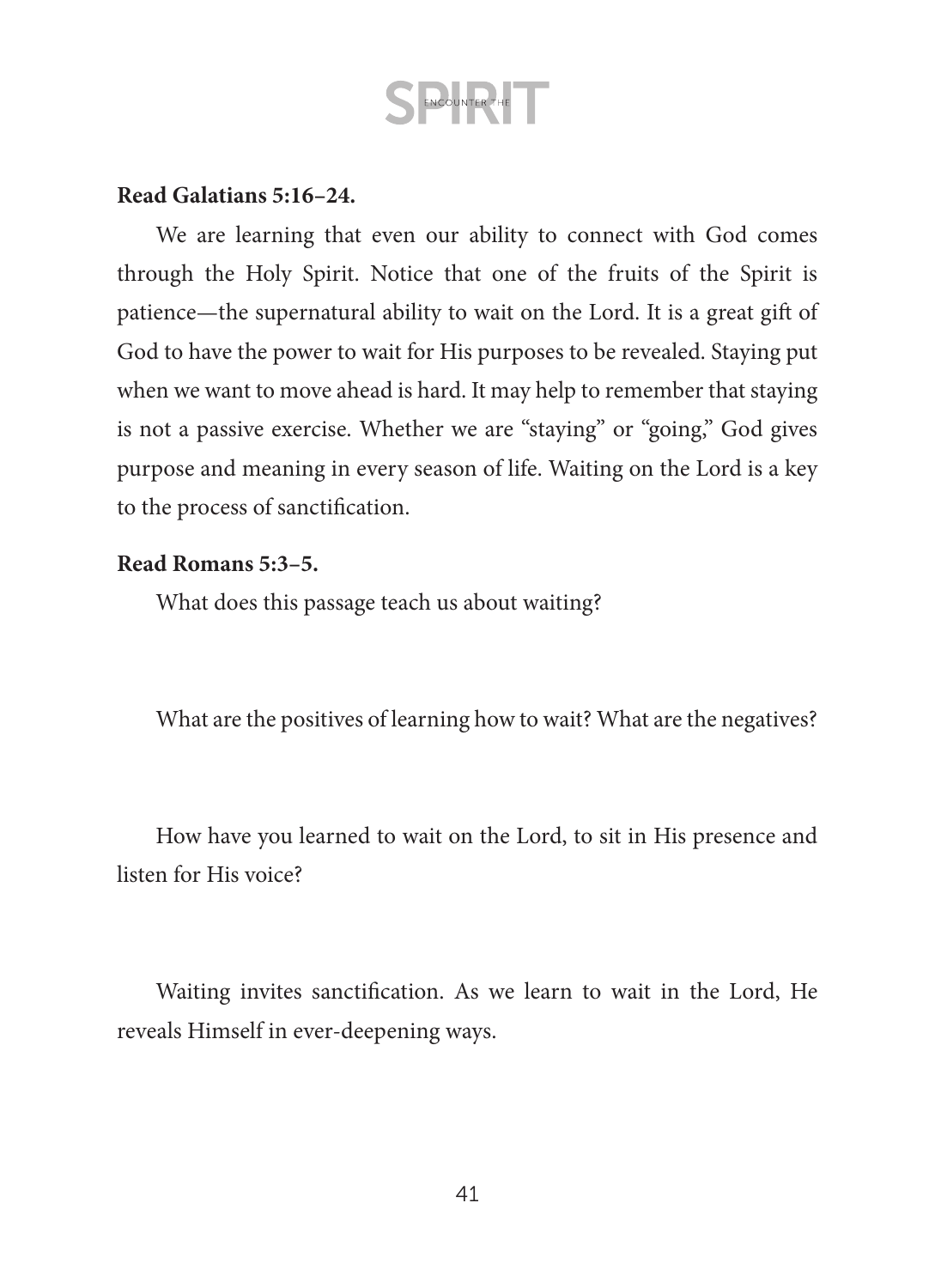**Read Galatians 5:16–24.**

We are learning that even our ability to connect with God comes through the Holy Spirit. Notice that one of the fruits of the Spirit is patience—the supernatural ability to wait on the Lord. It is a great gift of God to have the power to wait for His purposes to be revealed. Staying put when we want to move ahead is hard. It may help to remember that staying is not a passive exercise. Whether we are "staying" or "going," God gives purpose and meaning in every season of life. Waiting on the Lord is a key to the process of sanctification.

**Read Romans 5:3–5.**

What does this passage teach us about waiting?

What are the positives of learning how to wait? What are the negatives?

How have you learned to wait on the Lord, to sit in His presence and listen for His voice?

Waiting invites sanctification. As we learn to wait in the Lord, He reveals Himself in ever-deepening ways.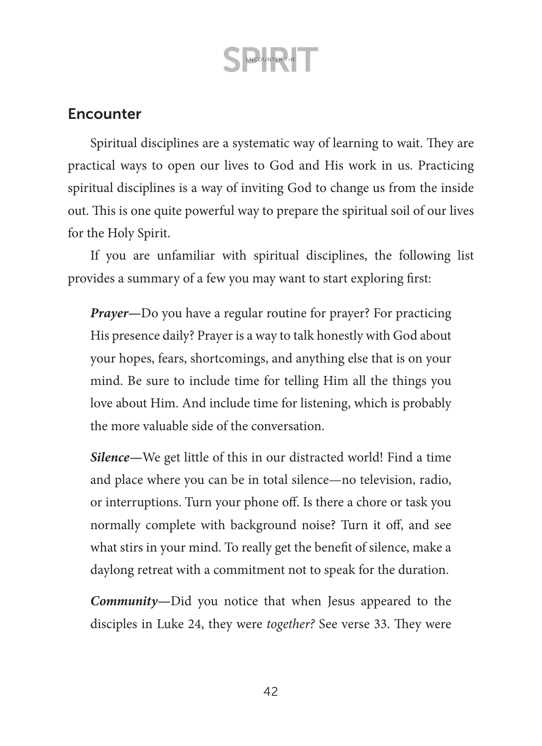## Encounter

Spiritual disciplines are a systematic way of learning to wait. They are practical ways to open our lives to God and His work in us. Practicing spiritual disciplines is a way of inviting God to change us from the inside out. This is one quite powerful way to prepare the spiritual soil of our lives for the Holy Spirit.

If you are unfamiliar with spiritual disciplines, the following list provides a summary of a few you may want to start exploring first:

> ***Prayer—***Do you have a regular routine for prayer? For practicing His presence daily? Prayer is a way to talk honestly with God about your hopes, fears, shortcomings, and anything else that is on your mind. Be sure to include time for telling Him all the things you love about Him. And include time for listening, which is probably the more valuable side of the conversation.
>
> ***Silence—***We get little of this in our distracted world! Find a time and place where you can be in total silence—no television, radio, or interruptions. Turn your phone off. Is there a chore or task you normally complete with background noise? Turn it off, and see what stirs in your mind. To really get the benefit of silence, make a daylong retreat with a commitment not to speak for the duration.
>
> ***Community—***Did you notice that when Jesus appeared to the disciples in Luke 24, they were *together*? See verse 33. They were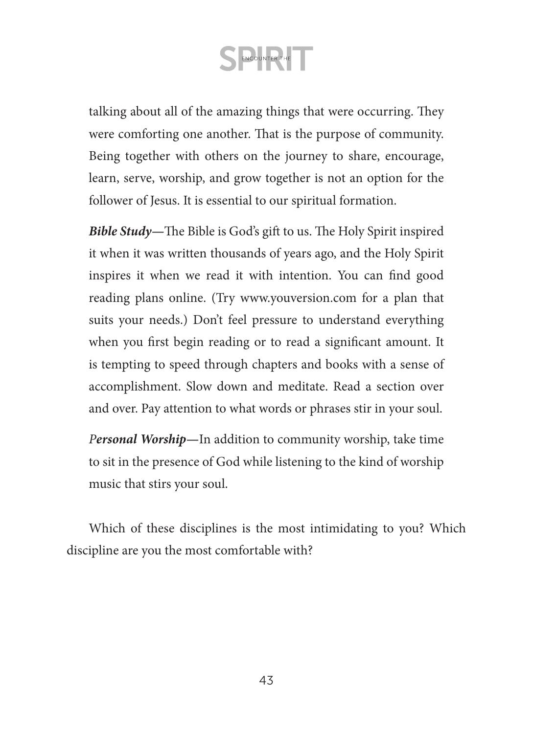talking about all of the amazing things that were occurring. They were comforting one another. That is the purpose of community. Being together with others on the journey to share, encourage, learn, serve, worship, and grow together is not an option for the follower of Jesus. It is essential to our spiritual formation.

***Bible Study*—**The Bible is God's gift to us. The Holy Spirit inspired it when it was written thousands of years ago, and the Holy Spirit inspires it when we read it with intention. You can find good reading plans online. (Try www.youversion.com for a plan that suits your needs.) Don't feel pressure to understand everything when you first begin reading or to read a significant amount. It is tempting to speed through chapters and books with a sense of accomplishment. Slow down and meditate. Read a section over and over. Pay attention to what words or phrases stir in your soul.

*P**ersonal Worship***—In addition to community worship, take time to sit in the presence of God while listening to the kind of worship music that stirs your soul.

Which of these disciplines is the most intimidating to you? Which discipline are you the most comfortable with?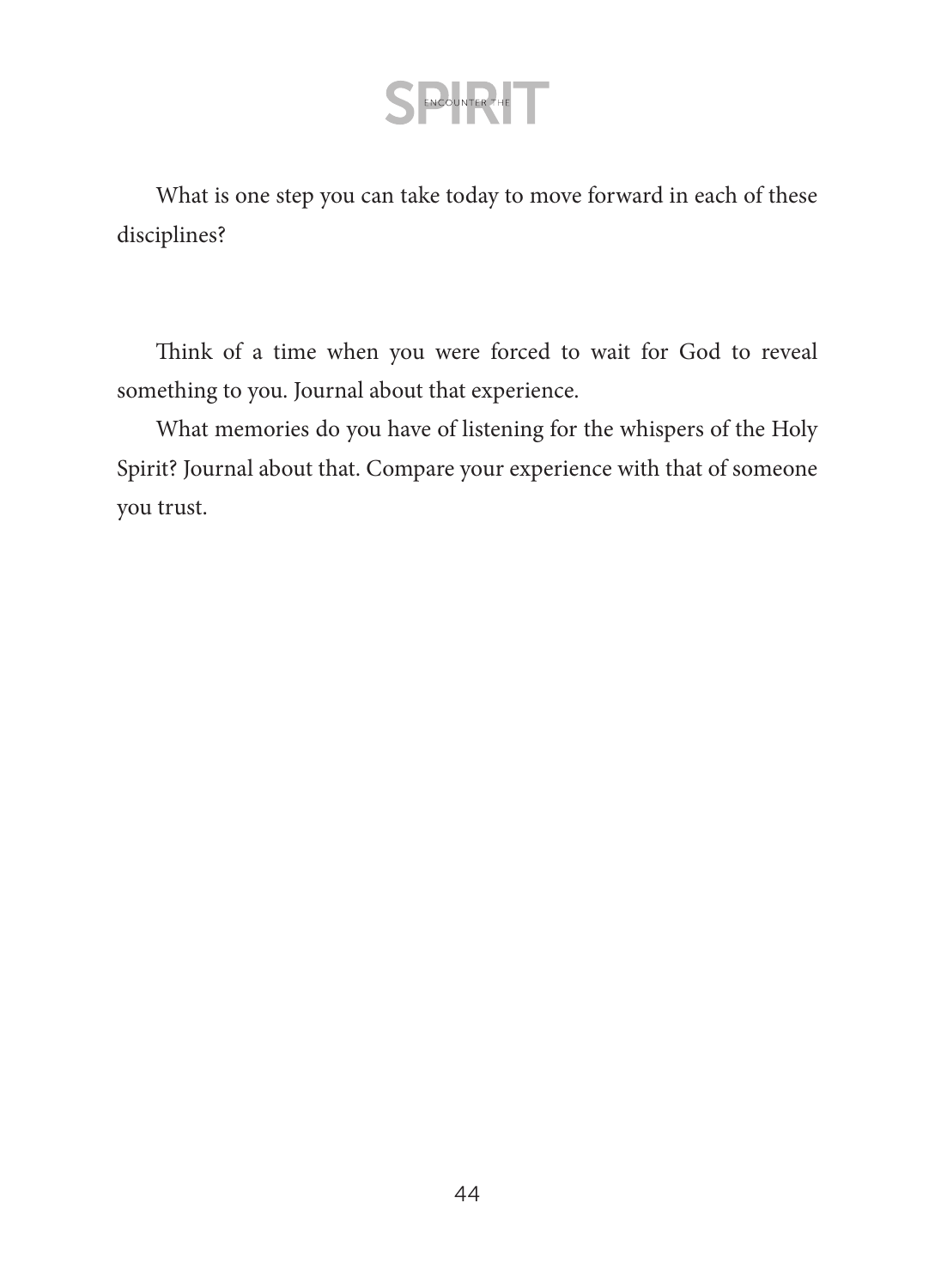What is one step you can take today to move forward in each of these disciplines?

Think of a time when you were forced to wait for God to reveal something to you. Journal about that experience.

What memories do you have of listening for the whispers of the Holy Spirit? Journal about that. Compare your experience with that of someone you trust.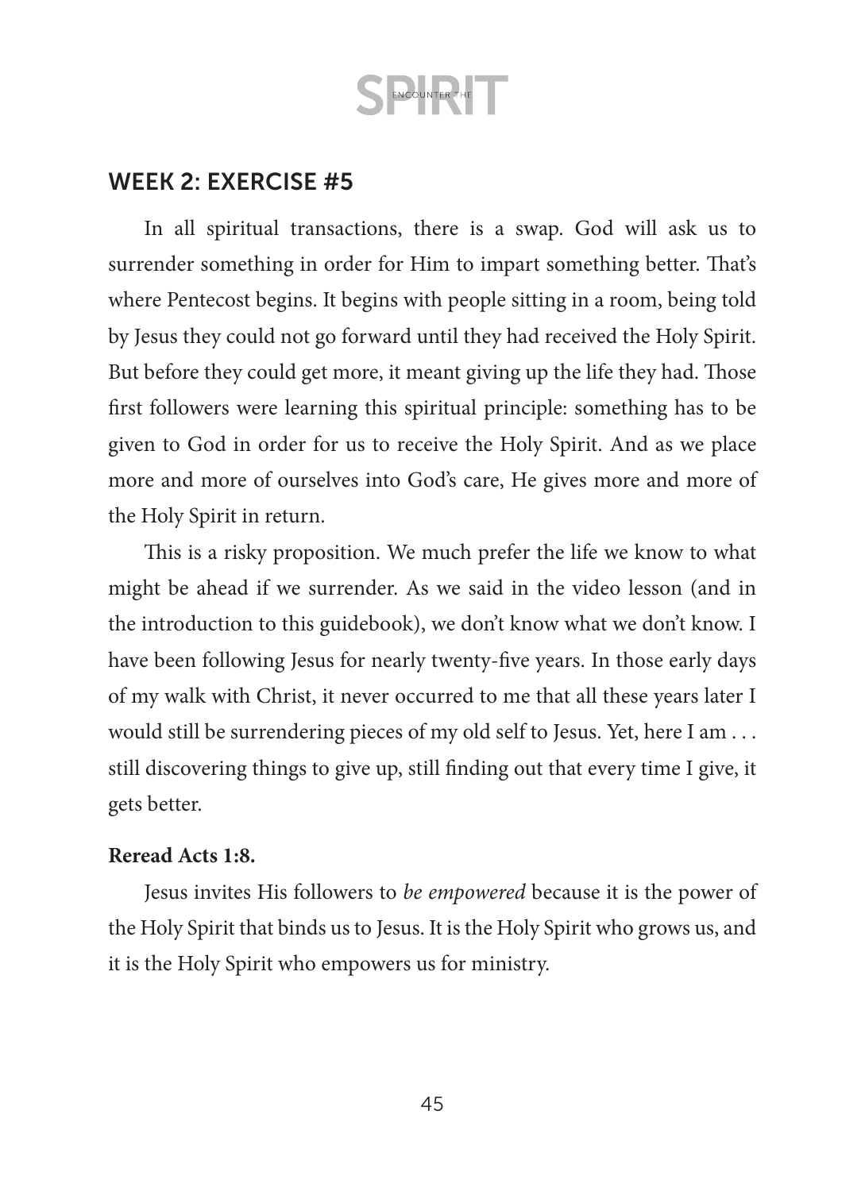## WEEK 2: EXERCISE #5

In all spiritual transactions, there is a swap. God will ask us to surrender something in order for Him to impart something better. That's where Pentecost begins. It begins with people sitting in a room, being told by Jesus they could not go forward until they had received the Holy Spirit. But before they could get more, it meant giving up the life they had. Those first followers were learning this spiritual principle: something has to be given to God in order for us to receive the Holy Spirit. And as we place more and more of ourselves into God's care, He gives more and more of the Holy Spirit in return.

This is a risky proposition. We much prefer the life we know to what might be ahead if we surrender. As we said in the video lesson (and in the introduction to this guidebook), we don't know what we don't know. I have been following Jesus for nearly twenty-five years. In those early days of my walk with Christ, it never occurred to me that all these years later I would still be surrendering pieces of my old self to Jesus. Yet, here I am . . . still discovering things to give up, still finding out that every time I give, it gets better.

**Reread Acts 1:8.**

Jesus invites His followers to *be empowered* because it is the power of the Holy Spirit that binds us to Jesus. It is the Holy Spirit who grows us, and it is the Holy Spirit who empowers us for ministry.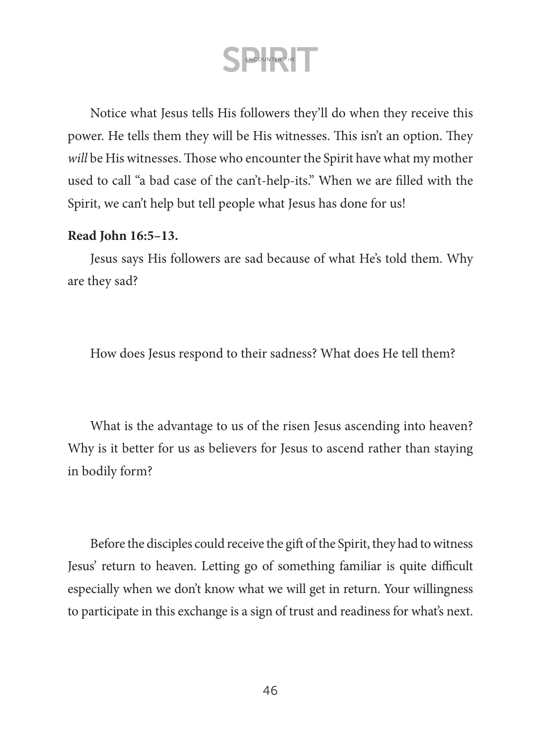Notice what Jesus tells His followers they'll do when they receive this power. He tells them they will be His witnesses. This isn't an option. They *will* be His witnesses. Those who encounter the Spirit have what my mother used to call "a bad case of the can't-help-its." When we are filled with the Spirit, we can't help but tell people what Jesus has done for us!

**Read John 16:5–13.**

Jesus says His followers are sad because of what He's told them. Why are they sad?

How does Jesus respond to their sadness? What does He tell them?

What is the advantage to us of the risen Jesus ascending into heaven? Why is it better for us as believers for Jesus to ascend rather than staying in bodily form?

Before the disciples could receive the gift of the Spirit, they had to witness Jesus' return to heaven. Letting go of something familiar is quite difficult especially when we don't know what we will get in return. Your willingness to participate in this exchange is a sign of trust and readiness for what's next.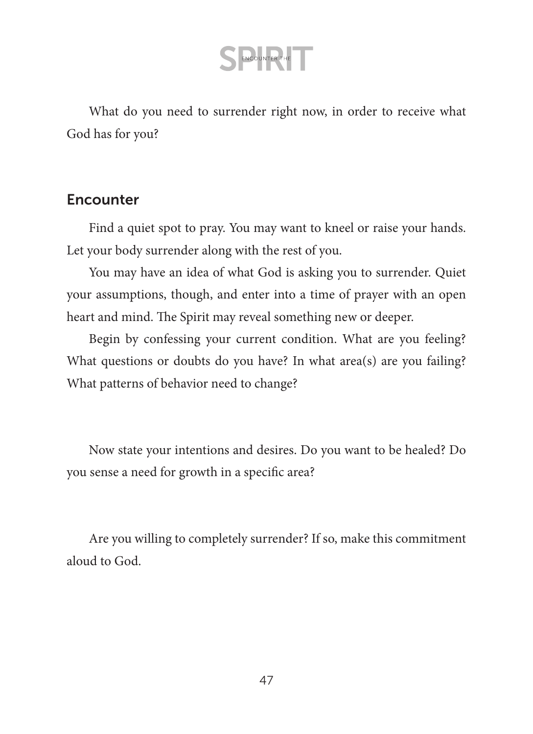What do you need to surrender right now, in order to receive what God has for you?

## Encounter

Find a quiet spot to pray. You may want to kneel or raise your hands. Let your body surrender along with the rest of you.

You may have an idea of what God is asking you to surrender. Quiet your assumptions, though, and enter into a time of prayer with an open heart and mind. The Spirit may reveal something new or deeper.

Begin by confessing your current condition. What are you feeling? What questions or doubts do you have? In what area(s) are you failing? What patterns of behavior need to change?

Now state your intentions and desires. Do you want to be healed? Do you sense a need for growth in a specific area?

Are you willing to completely surrender? If so, make this commitment aloud to God.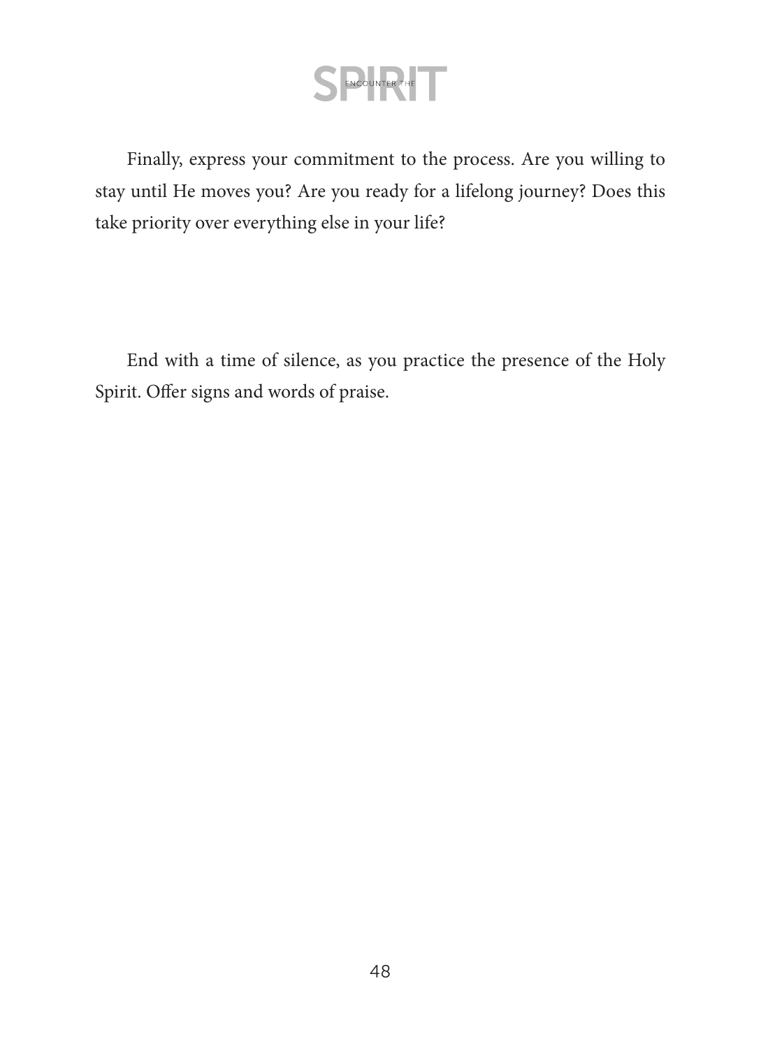Finally, express your commitment to the process. Are you willing to stay until He moves you? Are you ready for a lifelong journey? Does this take priority over everything else in your life?

End with a time of silence, as you practice the presence of the Holy Spirit. Offer signs and words of praise.